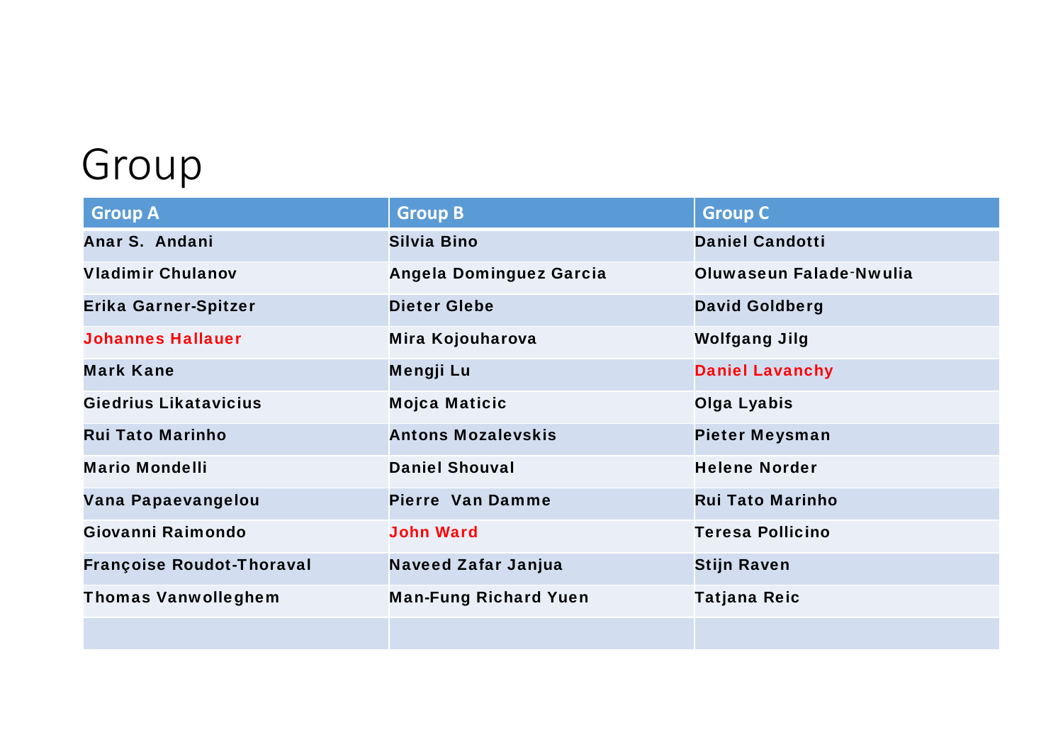# Group

| Group A | Group B | Group C |
| --- | --- | --- |
| **Anar S. Andani** | **Silvia Bino** | **Daniel Candotti** |
| **Vladimir Chulanov** | **Angela Dominguez Garcia** | **Oluwaseun Falade-Nwulia** |
| **Erika Garner-Spitzer** | **Dieter Glebe** | **David Goldberg** |
| **Johannes Hallauer** | **Mira Kojouharova** | **Wolfgang Jilg** |
| **Mark Kane** | **Mengji Lu** | **Daniel Lavanchy** |
| **Giedrius Likatavicius** | **Mojca Maticic** | **Olga Lyabis** |
| **Rui Tato Marinho** | **Antons Mozalevskis** | **Pieter Meysman** |
| **Mario Mondelli** | **Daniel Shouval** | **Helene Norder** |
| **Vana Papaevangelou** | **Pierre Van Damme** | **Rui Tato Marinho** |
| **Giovanni Raimondo** | **John Ward** | **Teresa Pollicino** |
| **Françoise Roudot-Thoraval** | **Naveed Zafar Janjua** | **Stijn Raven** |
| **Thomas Vanwolleghem** | **Man-Fung Richard Yuen** | **Tatjana Reic** |
| | | |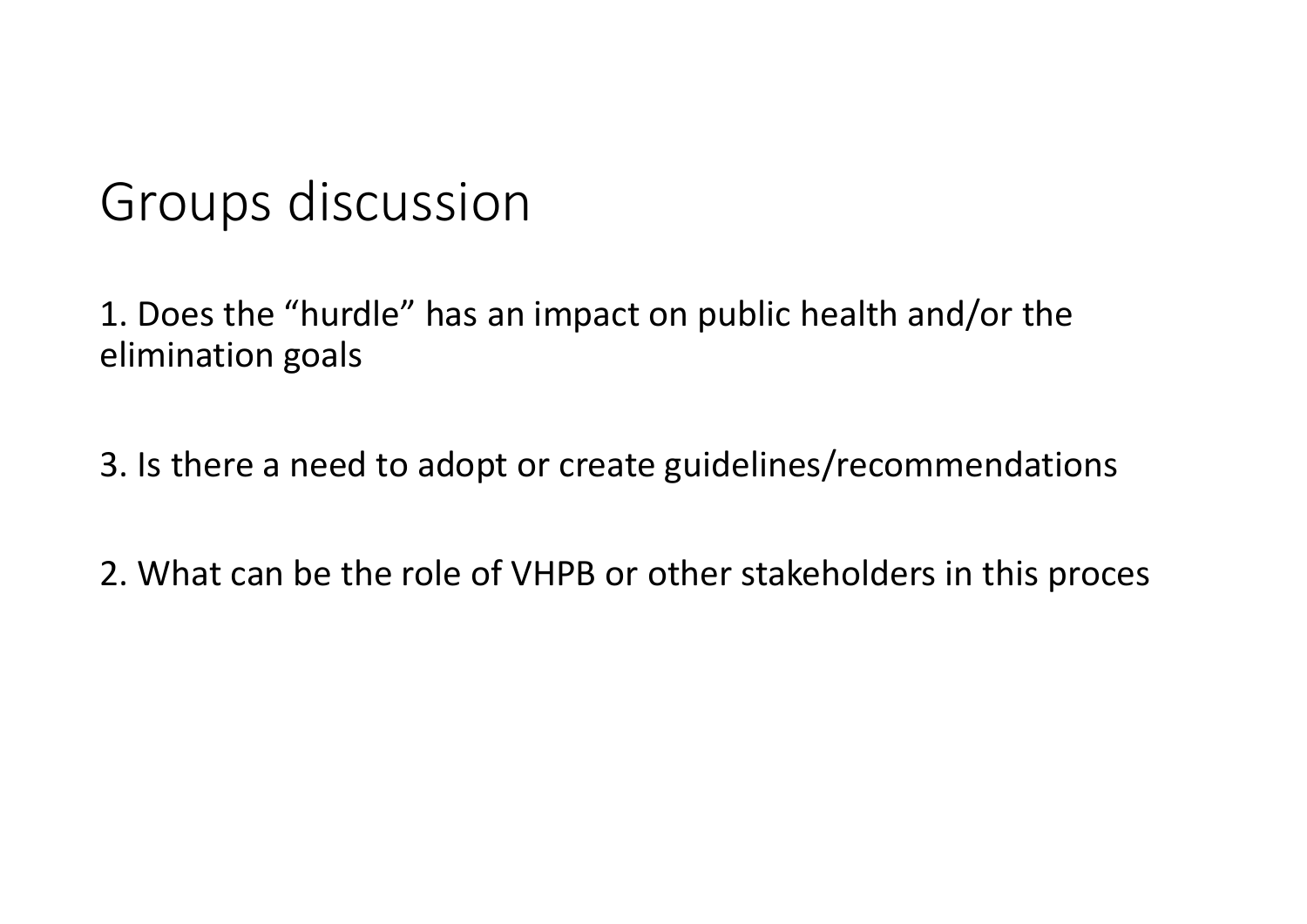# Groups discussion

1. Does the “hurdle” has an impact on public health and/or the elimination goals

3. Is there a need to adopt or create guidelines/recommendations

2. What can be the role of VHPB or other stakeholders in this proces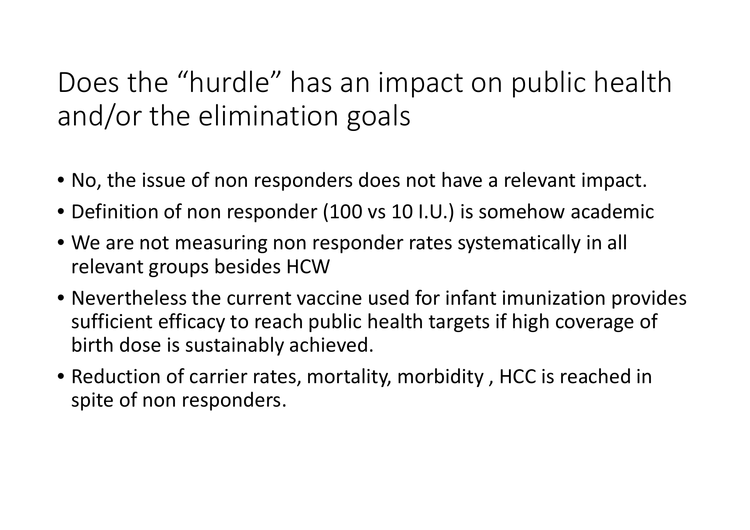# Does the “hurdle” has an impact on public health and/or the elimination goals

- No, the issue of non responders does not have a relevant impact.
- Definition of non responder (100 vs 10 I.U.) is somehow academic
- We are not measuring non responder rates systematically in all relevant groups besides HCW
- Nevertheless the current vaccine used for infant imunization provides sufficient efficacy to reach public health targets if high coverage of birth dose is sustainably achieved.
- Reduction of carrier rates, mortality, morbidity , HCC is reached in spite of non responders.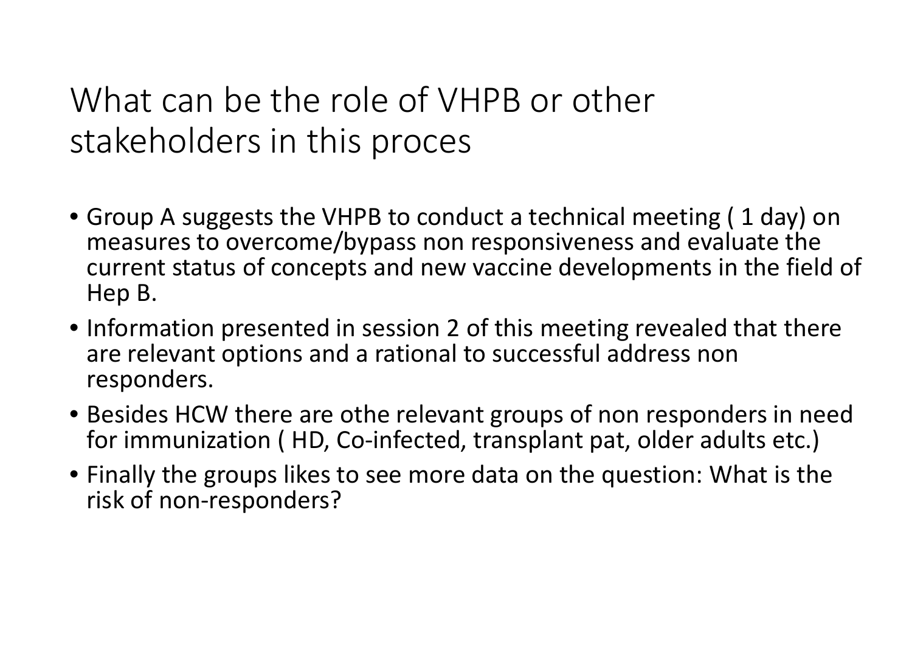# What can be the role of VHPB or other stakeholders in this proces

- Group A suggests the VHPB to conduct a technical meeting ( 1 day) on measures to overcome/bypass non responsiveness and evaluate the current status of concepts and new vaccine developments in the field of Hep B.
- Information presented in session 2 of this meeting revealed that there are relevant options and a rational to successful address non responders.
- Besides HCW there are othe relevant groups of non responders in need for immunization ( HD, Co-infected, transplant pat, older adults etc.)
- Finally the groups likes to see more data on the question: What is the risk of non-responders?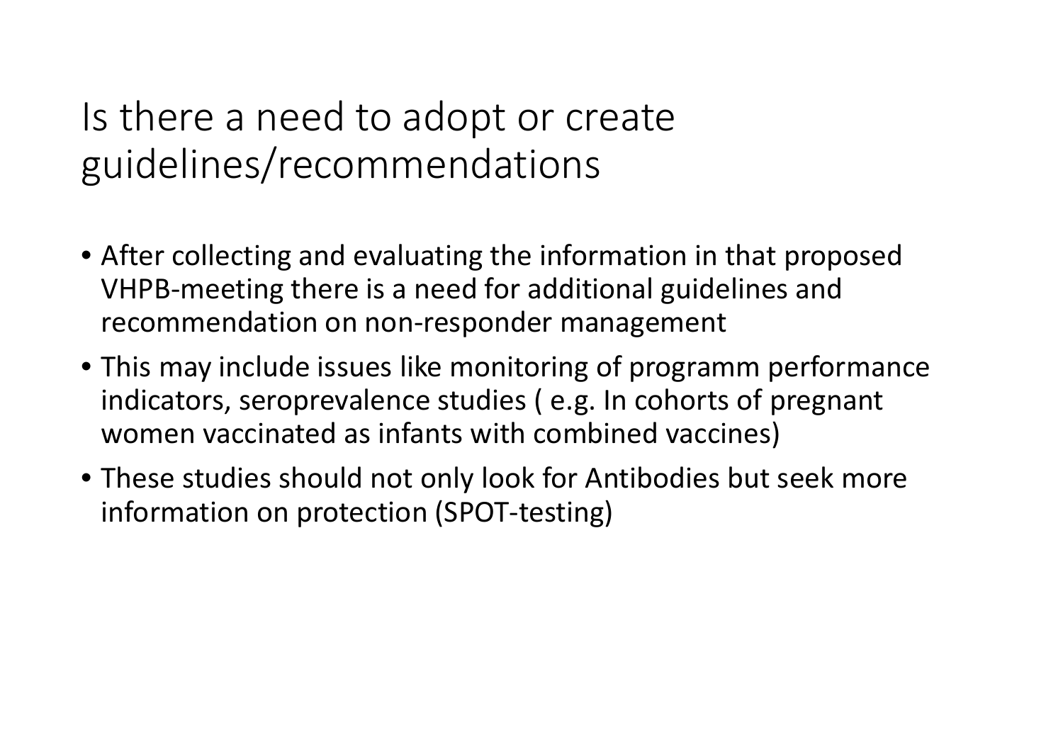# Is there a need to adopt or create guidelines/recommendations

- After collecting and evaluating the information in that proposed VHPB-meeting there is a need for additional guidelines and recommendation on non-responder management
- This may include issues like monitoring of programm performance indicators, seroprevalence studies ( e.g. In cohorts of pregnant women vaccinated as infants with combined vaccines)
- These studies should not only look for Antibodies but seek more information on protection (SPOT-testing)